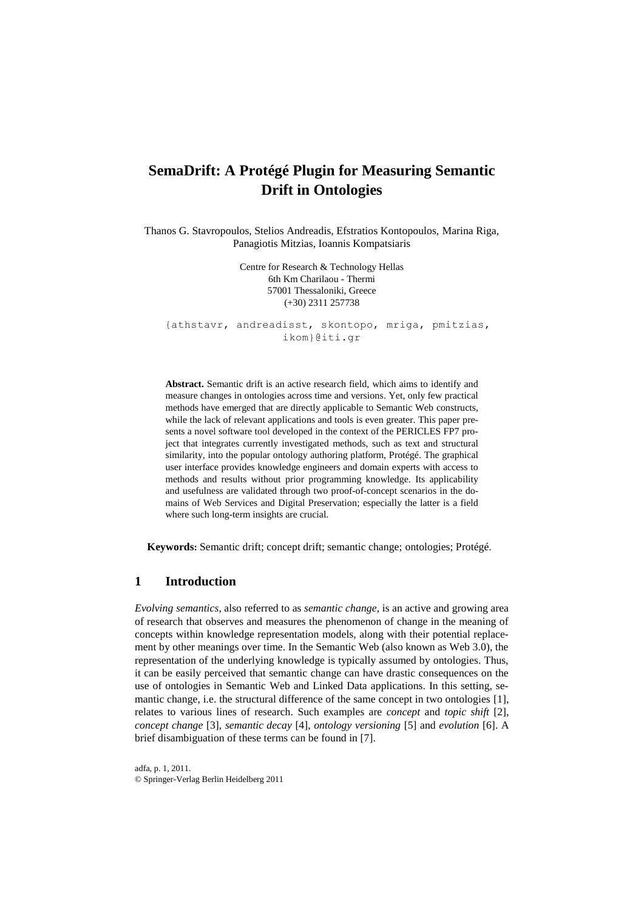# SemaDrift: A Protégé Plugin for Measuring Semantic Drift in Ontologies

Thanos G. Stavropoulos, Stelios Andreadis, Efstratios Kontopoulos, Marina Riga, Panagiotis Mitzias, Ioannis Kompatsiaris

Centre for Research & Technology Hellas
6th Km Charilaou - Thermi
57001 Thessaloniki, Greece
(+30) 2311 257738

{athstavr, andreadisst, skontopo, mriga, pmitzias, ikom}@iti.gr

**Abstract.** Semantic drift is an active research field, which aims to identify and measure changes in ontologies across time and versions. Yet, only few practical methods have emerged that are directly applicable to Semantic Web constructs, while the lack of relevant applications and tools is even greater. This paper presents a novel software tool developed in the context of the PERICLES FP7 project that integrates currently investigated methods, such as text and structural similarity, into the popular ontology authoring platform, Protégé. The graphical user interface provides knowledge engineers and domain experts with access to methods and results without prior programming knowledge. Its applicability and usefulness are validated through two proof-of-concept scenarios in the domains of Web Services and Digital Preservation; especially the latter is a field where such long-term insights are crucial.

**Keywords:** Semantic drift; concept drift; semantic change; ontologies; Protégé.

## 1 Introduction

*Evolving semantics*, also referred to as *semantic change*, is an active and growing area of research that observes and measures the phenomenon of change in the meaning of concepts within knowledge representation models, along with their potential replacement by other meanings over time. In the Semantic Web (also known as Web 3.0), the representation of the underlying knowledge is typically assumed by ontologies. Thus, it can be easily perceived that semantic change can have drastic consequences on the use of ontologies in Semantic Web and Linked Data applications. In this setting, semantic change, i.e. the structural difference of the same concept in two ontologies [1], relates to various lines of research. Such examples are *concept* and *topic shift* [2], *concept change* [3], *semantic decay* [4], *ontology versioning* [5] and *evolution* [6]. A brief disambiguation of these terms can be found in [7].

adfa, p. 1, 2011.
© Springer-Verlag Berlin Heidelberg 2011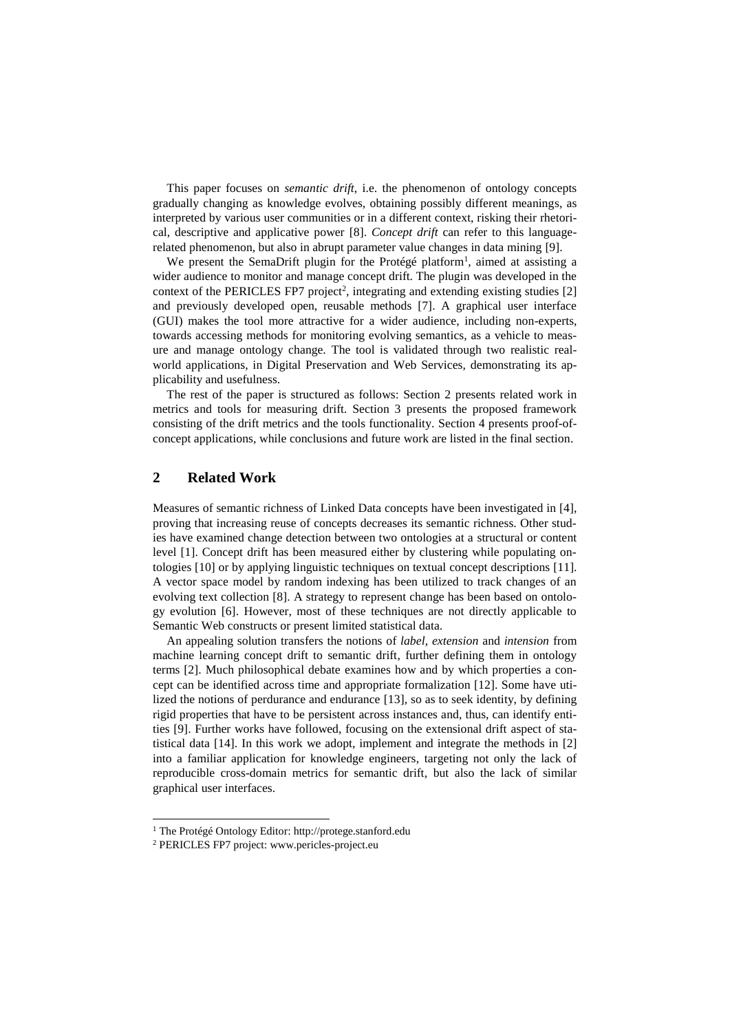This paper focuses on *semantic drift*, i.e. the phenomenon of ontology concepts gradually changing as knowledge evolves, obtaining possibly different meanings, as interpreted by various user communities or in a different context, risking their rhetorical, descriptive and applicative power [8]. *Concept drift* can refer to this language-related phenomenon, but also in abrupt parameter value changes in data mining [9].

We present the SemaDrift plugin for the Protégé platform[1], aimed at assisting a wider audience to monitor and manage concept drift. The plugin was developed in the context of the PERICLES FP7 project[2], integrating and extending existing studies [2] and previously developed open, reusable methods [7]. A graphical user interface (GUI) makes the tool more attractive for a wider audience, including non-experts, towards accessing methods for monitoring evolving semantics, as a vehicle to measure and manage ontology change. The tool is validated through two realistic real-world applications, in Digital Preservation and Web Services, demonstrating its applicability and usefulness.

The rest of the paper is structured as follows: Section 2 presents related work in metrics and tools for measuring drift. Section 3 presents the proposed framework consisting of the drift metrics and the tools functionality. Section 4 presents proof-of-concept applications, while conclusions and future work are listed in the final section.

## 2 Related Work

Measures of semantic richness of Linked Data concepts have been investigated in [4], proving that increasing reuse of concepts decreases its semantic richness. Other studies have examined change detection between two ontologies at a structural or content level [1]. Concept drift has been measured either by clustering while populating ontologies [10] or by applying linguistic techniques on textual concept descriptions [11]. A vector space model by random indexing has been utilized to track changes of an evolving text collection [8]. A strategy to represent change has been based on ontology evolution [6]. However, most of these techniques are not directly applicable to Semantic Web constructs or present limited statistical data.

An appealing solution transfers the notions of *label*, *extension* and *intension* from machine learning concept drift to semantic drift, further defining them in ontology terms [2]. Much philosophical debate examines how and by which properties a concept can be identified across time and appropriate formalization [12]. Some have utilized the notions of perdurance and endurance [13], so as to seek identity, by defining rigid properties that have to be persistent across instances and, thus, can identify entities [9]. Further works have followed, focusing on the extensional drift aspect of statistical data [14]. In this work we adopt, implement and integrate the methods in [2] into a familiar application for knowledge engineers, targeting not only the lack of reproducible cross-domain metrics for semantic drift, but also the lack of similar graphical user interfaces.

---

[1] The Protégé Ontology Editor: http://protege.stanford.edu

[2] PERICLES FP7 project: www.pericles-project.eu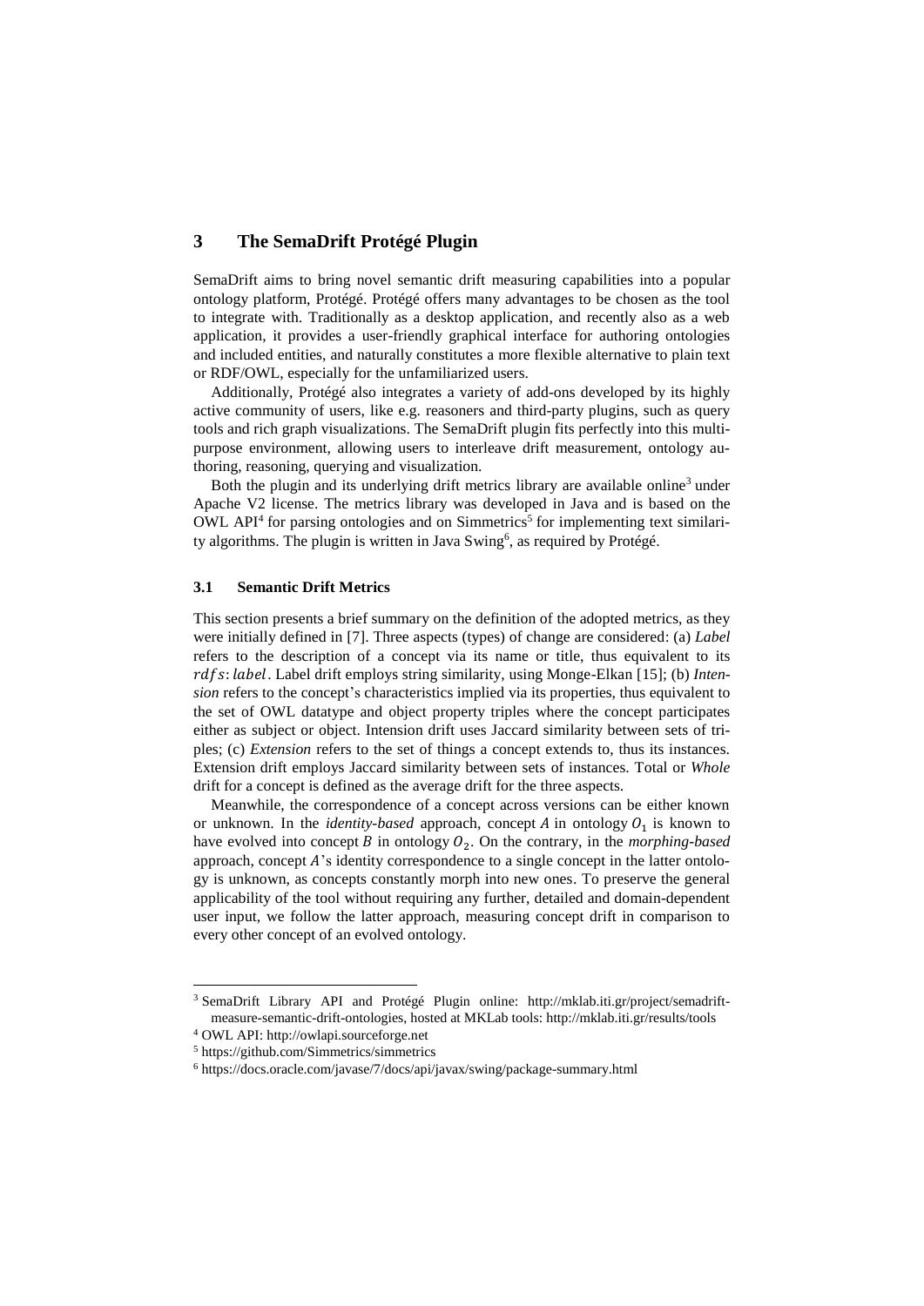## 3 The SemaDrift Protégé Plugin

SemaDrift aims to bring novel semantic drift measuring capabilities into a popular ontology platform, Protégé. Protégé offers many advantages to be chosen as the tool to integrate with. Traditionally as a desktop application, and recently also as a web application, it provides a user-friendly graphical interface for authoring ontologies and included entities, and naturally constitutes a more flexible alternative to plain text or RDF/OWL, especially for the unfamiliarized users.

Additionally, Protégé also integrates a variety of add-ons developed by its highly active community of users, like e.g. reasoners and third-party plugins, such as query tools and rich graph visualizations. The SemaDrift plugin fits perfectly into this multi-purpose environment, allowing users to interleave drift measurement, ontology authoring, reasoning, querying and visualization.

Both the plugin and its underlying drift metrics library are available online[3] under Apache V2 license. The metrics library was developed in Java and is based on the OWL API[4] for parsing ontologies and on Simmetrics[5] for implementing text similarity algorithms. The plugin is written in Java Swing[6], as required by Protégé.

### 3.1 Semantic Drift Metrics

This section presents a brief summary on the definition of the adopted metrics, as they were initially defined in [7]. Three aspects (types) of change are considered: (a) *Label* refers to the description of a concept via its name or title, thus equivalent to its $rdfs{:}label$. Label drift employs string similarity, using Monge-Elkan [15]; (b) *Intension* refers to the concept's characteristics implied via its properties, thus equivalent to the set of OWL datatype and object property triples where the concept participates either as subject or object. Intension drift uses Jaccard similarity between sets of triples; (c) *Extension* refers to the set of things a concept extends to, thus its instances. Extension drift employs Jaccard similarity between sets of instances. Total or *Whole* drift for a concept is defined as the average drift for the three aspects.

Meanwhile, the correspondence of a concept across versions can be either known or unknown. In the *identity-based* approach, concept $A$ in ontology $O_1$ is known to have evolved into concept $B$ in ontology $O_2$. On the contrary, in the *morphing-based* approach, concept $A$'s identity correspondence to a single concept in the latter ontology is unknown, as concepts constantly morph into new ones. To preserve the general applicability of the tool without requiring any further, detailed and domain-dependent user input, we follow the latter approach, measuring concept drift in comparison to every other concept of an evolved ontology.

---

[3] SemaDrift Library API and Protégé Plugin online: http://mklab.iti.gr/project/semadrift-measure-semantic-drift-ontologies, hosted at MKLab tools: http://mklab.iti.gr/results/tools

[4] OWL API: http://owlapi.sourceforge.net

[5] https://github.com/Simmetrics/simmetrics

[6] https://docs.oracle.com/javase/7/docs/api/javax/swing/package-summary.html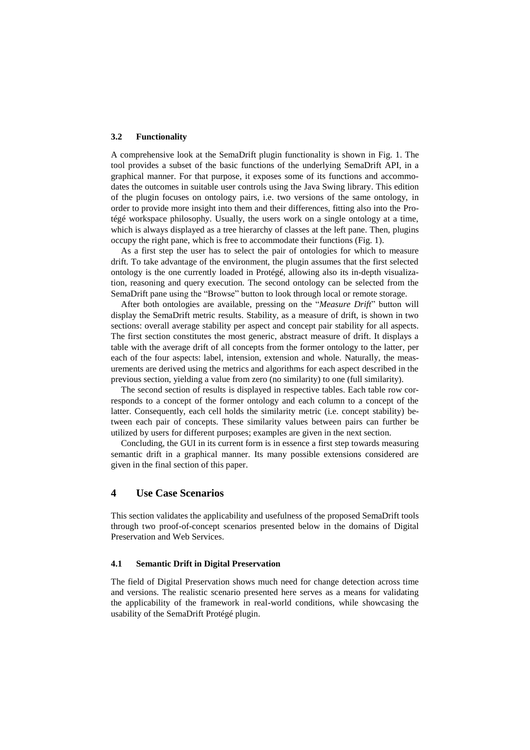### 3.2 Functionality

A comprehensive look at the SemaDrift plugin functionality is shown in Fig. 1. The tool provides a subset of the basic functions of the underlying SemaDrift API, in a graphical manner. For that purpose, it exposes some of its functions and accommodates the outcomes in suitable user controls using the Java Swing library. This edition of the plugin focuses on ontology pairs, i.e. two versions of the same ontology, in order to provide more insight into them and their differences, fitting also into the Protégé workspace philosophy. Usually, the users work on a single ontology at a time, which is always displayed as a tree hierarchy of classes at the left pane. Then, plugins occupy the right pane, which is free to accommodate their functions (Fig. 1).

As a first step the user has to select the pair of ontologies for which to measure drift. To take advantage of the environment, the plugin assumes that the first selected ontology is the one currently loaded in Protégé, allowing also its in-depth visualization, reasoning and query execution. The second ontology can be selected from the SemaDrift pane using the "Browse" button to look through local or remote storage.

After both ontologies are available, pressing on the "*Measure Drift*" button will display the SemaDrift metric results. Stability, as a measure of drift, is shown in two sections: overall average stability per aspect and concept pair stability for all aspects. The first section constitutes the most generic, abstract measure of drift. It displays a table with the average drift of all concepts from the former ontology to the latter, per each of the four aspects: label, intension, extension and whole. Naturally, the measurements are derived using the metrics and algorithms for each aspect described in the previous section, yielding a value from zero (no similarity) to one (full similarity).

The second section of results is displayed in respective tables. Each table row corresponds to a concept of the former ontology and each column to a concept of the latter. Consequently, each cell holds the similarity metric (i.e. concept stability) between each pair of concepts. These similarity values between pairs can further be utilized by users for different purposes; examples are given in the next section.

Concluding, the GUI in its current form is in essence a first step towards measuring semantic drift in a graphical manner. Its many possible extensions considered are given in the final section of this paper.

## 4 Use Case Scenarios

This section validates the applicability and usefulness of the proposed SemaDrift tools through two proof-of-concept scenarios presented below in the domains of Digital Preservation and Web Services.

### 4.1 Semantic Drift in Digital Preservation

The field of Digital Preservation shows much need for change detection across time and versions. The realistic scenario presented here serves as a means for validating the applicability of the framework in real-world conditions, while showcasing the usability of the SemaDrift Protégé plugin.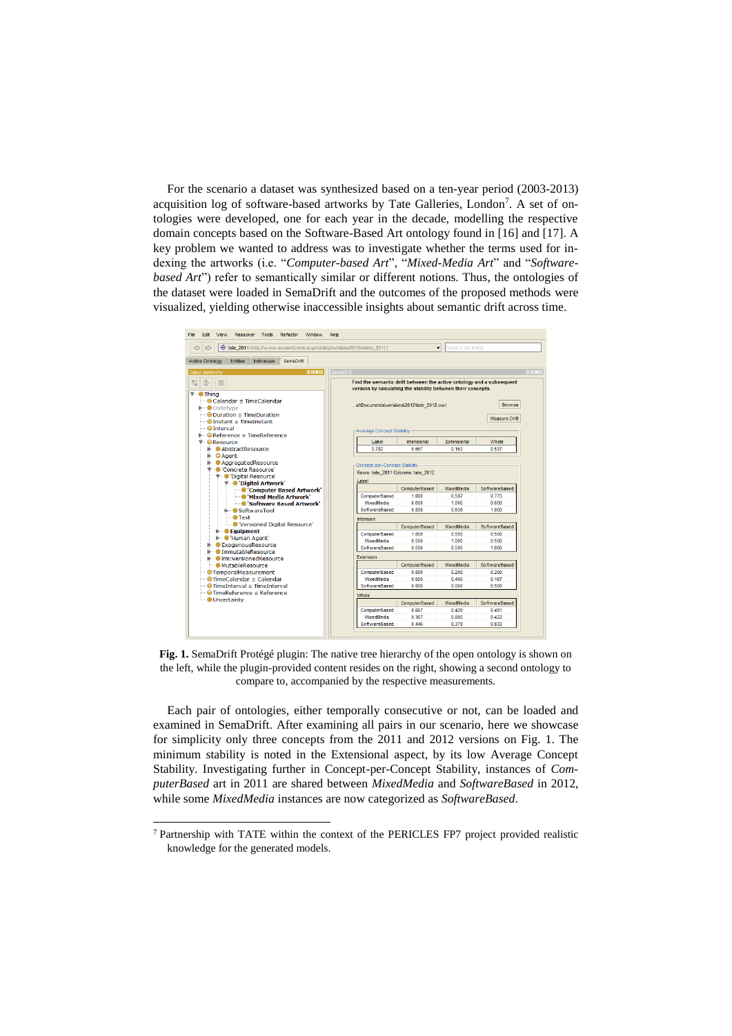For the scenario a dataset was synthesized based on a ten-year period (2003-2013) acquisition log of software-based artworks by Tate Galleries, London[7]. A set of ontologies were developed, one for each year in the decade, modelling the respective domain concepts based on the Software-Based Art ontology found in [16] and [17]. A key problem we wanted to address was to investigate whether the terms used for indexing the artworks (i.e. "*Computer-based Art*", "*Mixed-Media Art*" and "*Software-based Art*") refer to semantically similar or different notions. Thus, the ontologies of the dataset were loaded in SemaDrift and the outcomes of the proposed methods were visualized, yielding otherwise inaccessible insights about semantic drift across time.

**Fig. 1.** SemaDrift Protégé plugin: The native tree hierarchy of the open ontology is shown on the left, while the plugin-provided content resides on the right, showing a second ontology to compare to, accompanied by the respective measurements.

Each pair of ontologies, either temporally consecutive or not, can be loaded and examined in SemaDrift. After examining all pairs in our scenario, here we showcase for simplicity only three concepts from the 2011 and 2012 versions on Fig. 1. The minimum stability is noted in the Extensional aspect, by its low Average Concept Stability. Investigating further in Concept-per-Concept Stability, instances of *ComputerBased* art in 2011 are shared between *MixedMedia* and *SoftwareBased* in 2012, while some *MixedMedia* instances are now categorized as *SoftwareBased*.

---

[7] Partnership with TATE within the context of the PERICLES FP7 project provided realistic knowledge for the generated models.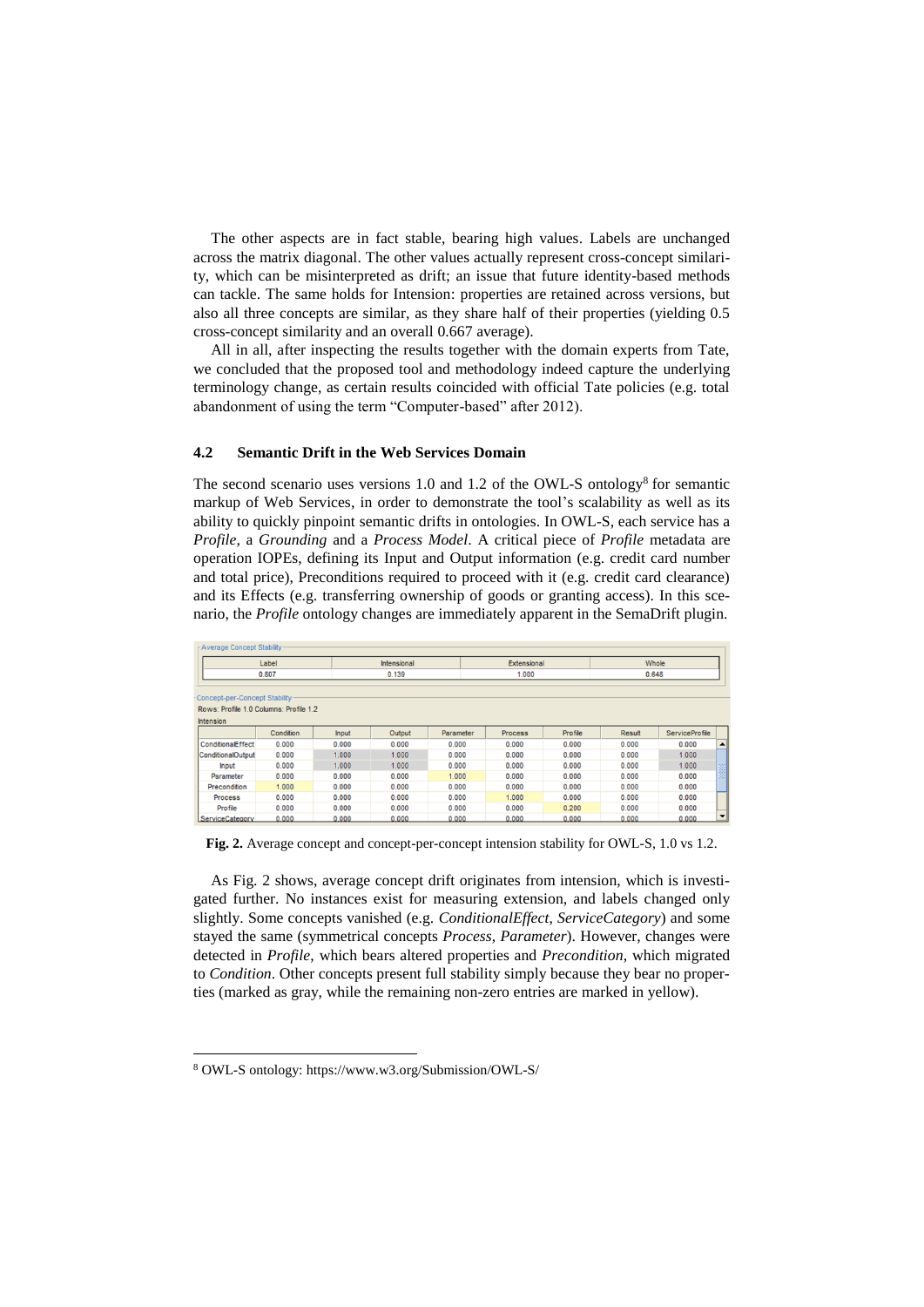The other aspects are in fact stable, bearing high values. Labels are unchanged across the matrix diagonal. The other values actually represent cross-concept similarity, which can be misinterpreted as drift; an issue that future identity-based methods can tackle. The same holds for Intension: properties are retained across versions, but also all three concepts are similar, as they share half of their properties (yielding 0.5 cross-concept similarity and an overall 0.667 average).

All in all, after inspecting the results together with the domain experts from Tate, we concluded that the proposed tool and methodology indeed capture the underlying terminology change, as certain results coincided with official Tate policies (e.g. total abandonment of using the term "Computer-based" after 2012).

### 4.2 Semantic Drift in the Web Services Domain

The second scenario uses versions 1.0 and 1.2 of the OWL-S ontology[8] for semantic markup of Web Services, in order to demonstrate the tool's scalability as well as its ability to quickly pinpoint semantic drifts in ontologies. In OWL-S, each service has a *Profile*, a *Grounding* and a *Process Model*. A critical piece of *Profile* metadata are operation IOPEs, defining its Input and Output information (e.g. credit card number and total price), Preconditions required to proceed with it (e.g. credit card clearance) and its Effects (e.g. transferring ownership of goods or granting access). In this scenario, the *Profile* ontology changes are immediately apparent in the SemaDrift plugin.

Average Concept Stability

| Label | Intensional | Extensional | Whole |
|---|---|---|---|
| 0.807 | 0.139 | 1.000 | 0.648 |

Concept-per-Concept Stability

Rows: Profile 1.0 Columns: Profile 1.2

Intension

| | Condition | Input | Output | Parameter | Process | Profile | Result | ServiceProfile |
|---|---|---|---|---|---|---|---|---|
| ConditionalEffect | 0.000 | 0.000 | 0.000 | 0.000 | 0.000 | 0.000 | 0.000 | 0.000 |
| ConditionalOutput | 0.000 | 1.000 | 1.000 | 0.000 | 0.000 | 0.000 | 0.000 | 1.000 |
| Input | 0.000 | 1.000 | 1.000 | 0.000 | 0.000 | 0.000 | 0.000 | 1.000 |
| Parameter | 0.000 | 0.000 | 0.000 | 1.000 | 0.000 | 0.000 | 0.000 | 0.000 |
| Precondition | 1.000 | 0.000 | 0.000 | 0.000 | 0.000 | 0.000 | 0.000 | 0.000 |
| Process | 0.000 | 0.000 | 0.000 | 0.000 | 1.000 | 0.000 | 0.000 | 0.000 |
| Profile | 0.000 | 0.000 | 0.000 | 0.000 | 0.000 | 0.200 | 0.000 | 0.000 |
| ServiceCategory | 0.000 | 0.000 | 0.000 | 0.000 | 0.000 | 0.000 | 0.000 | 0.000 |

**Fig. 2.** Average concept and concept-per-concept intension stability for OWL-S, 1.0 vs 1.2.

As Fig. 2 shows, average concept drift originates from intension, which is investigated further. No instances exist for measuring extension, and labels changed only slightly. Some concepts vanished (e.g. *ConditionalEffect*, *ServiceCategory*) and some stayed the same (symmetrical concepts *Process*, *Parameter*). However, changes were detected in *Profile*, which bears altered properties and *Precondition*, which migrated to *Condition*. Other concepts present full stability simply because they bear no properties (marked as gray, while the remaining non-zero entries are marked in yellow).

[8] OWL-S ontology: https://www.w3.org/Submission/OWL-S/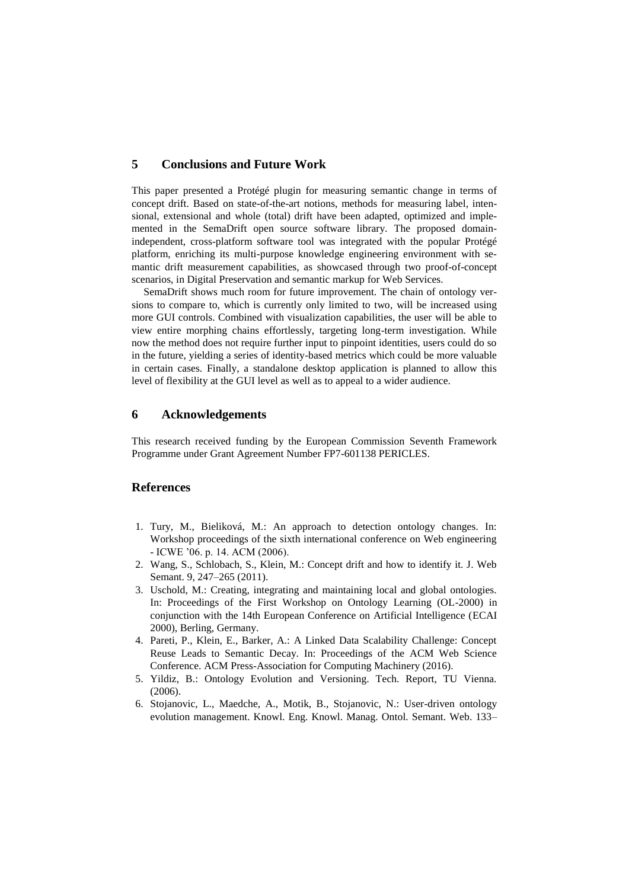## 5 Conclusions and Future Work

This paper presented a Protégé plugin for measuring semantic change in terms of concept drift. Based on state-of-the-art notions, methods for measuring label, intensional, extensional and whole (total) drift have been adapted, optimized and implemented in the SemaDrift open source software library. The proposed domain-independent, cross-platform software tool was integrated with the popular Protégé platform, enriching its multi-purpose knowledge engineering environment with semantic drift measurement capabilities, as showcased through two proof-of-concept scenarios, in Digital Preservation and semantic markup for Web Services.

SemaDrift shows much room for future improvement. The chain of ontology versions to compare to, which is currently only limited to two, will be increased using more GUI controls. Combined with visualization capabilities, the user will be able to view entire morphing chains effortlessly, targeting long-term investigation. While now the method does not require further input to pinpoint identities, users could do so in the future, yielding a series of identity-based metrics which could be more valuable in certain cases. Finally, a standalone desktop application is planned to allow this level of flexibility at the GUI level as well as to appeal to a wider audience.

## 6 Acknowledgements

This research received funding by the European Commission Seventh Framework Programme under Grant Agreement Number FP7-601138 PERICLES.

## References

1. Tury, M., Bieliková, M.: An approach to detection ontology changes. In: Workshop proceedings of the sixth international conference on Web engineering - ICWE '06. p. 14. ACM (2006).
2. Wang, S., Schlobach, S., Klein, M.: Concept drift and how to identify it. J. Web Semant. 9, 247–265 (2011).
3. Uschold, M.: Creating, integrating and maintaining local and global ontologies. In: Proceedings of the First Workshop on Ontology Learning (OL-2000) in conjunction with the 14th European Conference on Artificial Intelligence (ECAI 2000), Berling, Germany.
4. Pareti, P., Klein, E., Barker, A.: A Linked Data Scalability Challenge: Concept Reuse Leads to Semantic Decay. In: Proceedings of the ACM Web Science Conference. ACM Press-Association for Computing Machinery (2016).
5. Yildiz, B.: Ontology Evolution and Versioning. Tech. Report, TU Vienna. (2006).
6. Stojanovic, L., Maedche, A., Motik, B., Stojanovic, N.: User-driven ontology evolution management. Knowl. Eng. Knowl. Manag. Ontol. Semant. Web. 133–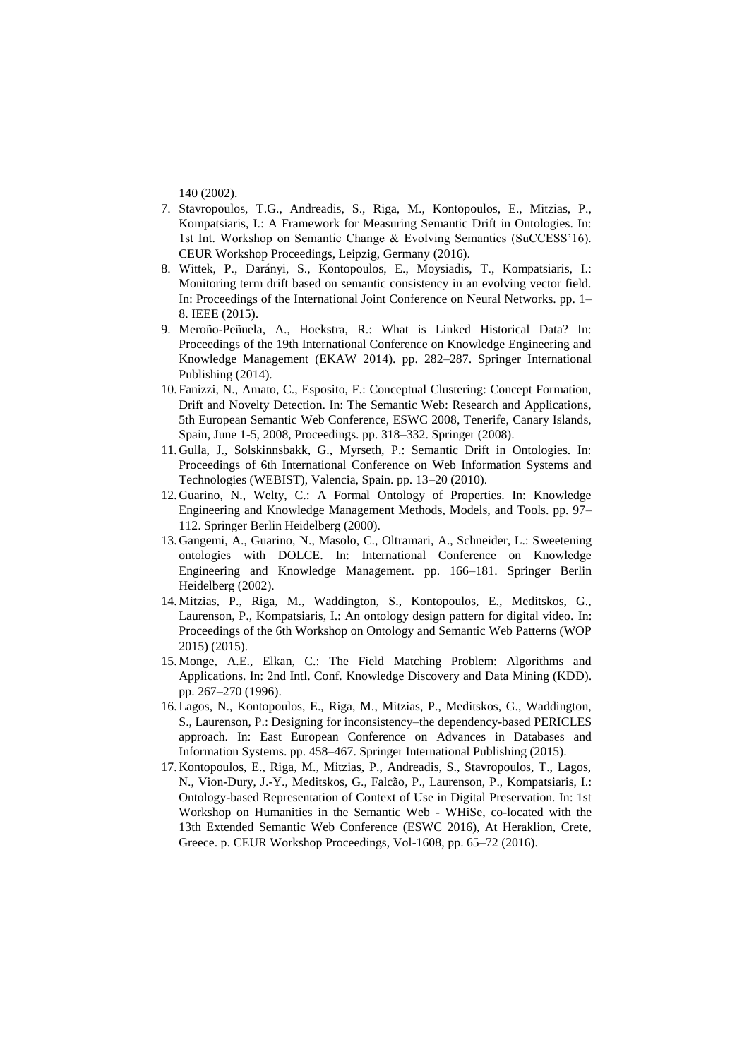140 (2002).

7. Stavropoulos, T.G., Andreadis, S., Riga, M., Kontopoulos, E., Mitzias, P., Kompatsiaris, I.: A Framework for Measuring Semantic Drift in Ontologies. In: 1st Int. Workshop on Semantic Change & Evolving Semantics (SuCCESS'16). CEUR Workshop Proceedings, Leipzig, Germany (2016).
8. Wittek, P., Darányi, S., Kontopoulos, E., Moysiadis, T., Kompatsiaris, I.: Monitoring term drift based on semantic consistency in an evolving vector field. In: Proceedings of the International Joint Conference on Neural Networks. pp. 1–8. IEEE (2015).
9. Meroño-Peñuela, A., Hoekstra, R.: What is Linked Historical Data? In: Proceedings of the 19th International Conference on Knowledge Engineering and Knowledge Management (EKAW 2014). pp. 282–287. Springer International Publishing (2014).
10. Fanizzi, N., Amato, C., Esposito, F.: Conceptual Clustering: Concept Formation, Drift and Novelty Detection. In: The Semantic Web: Research and Applications, 5th European Semantic Web Conference, ESWC 2008, Tenerife, Canary Islands, Spain, June 1-5, 2008, Proceedings. pp. 318–332. Springer (2008).
11. Gulla, J., Solskinnsbakk, G., Myrseth, P.: Semantic Drift in Ontologies. In: Proceedings of 6th International Conference on Web Information Systems and Technologies (WEBIST), Valencia, Spain. pp. 13–20 (2010).
12. Guarino, N., Welty, C.: A Formal Ontology of Properties. In: Knowledge Engineering and Knowledge Management Methods, Models, and Tools. pp. 97–112. Springer Berlin Heidelberg (2000).
13. Gangemi, A., Guarino, N., Masolo, C., Oltramari, A., Schneider, L.: Sweetening ontologies with DOLCE. In: International Conference on Knowledge Engineering and Knowledge Management. pp. 166–181. Springer Berlin Heidelberg (2002).
14. Mitzias, P., Riga, M., Waddington, S., Kontopoulos, E., Meditskos, G., Laurenson, P., Kompatsiaris, I.: An ontology design pattern for digital video. In: Proceedings of the 6th Workshop on Ontology and Semantic Web Patterns (WOP 2015) (2015).
15. Monge, A.E., Elkan, C.: The Field Matching Problem: Algorithms and Applications. In: 2nd Intl. Conf. Knowledge Discovery and Data Mining (KDD). pp. 267–270 (1996).
16. Lagos, N., Kontopoulos, E., Riga, M., Mitzias, P., Meditskos, G., Waddington, S., Laurenson, P.: Designing for inconsistency–the dependency-based PERICLES approach. In: East European Conference on Advances in Databases and Information Systems. pp. 458–467. Springer International Publishing (2015).
17. Kontopoulos, E., Riga, M., Mitzias, P., Andreadis, S., Stavropoulos, T., Lagos, N., Vion-Dury, J.-Y., Meditskos, G., Falcão, P., Laurenson, P., Kompatsiaris, I.: Ontology-based Representation of Context of Use in Digital Preservation. In: 1st Workshop on Humanities in the Semantic Web - WHiSe, co-located with the 13th Extended Semantic Web Conference (ESWC 2016), At Heraklion, Crete, Greece. p. CEUR Workshop Proceedings, Vol-1608, pp. 65–72 (2016).